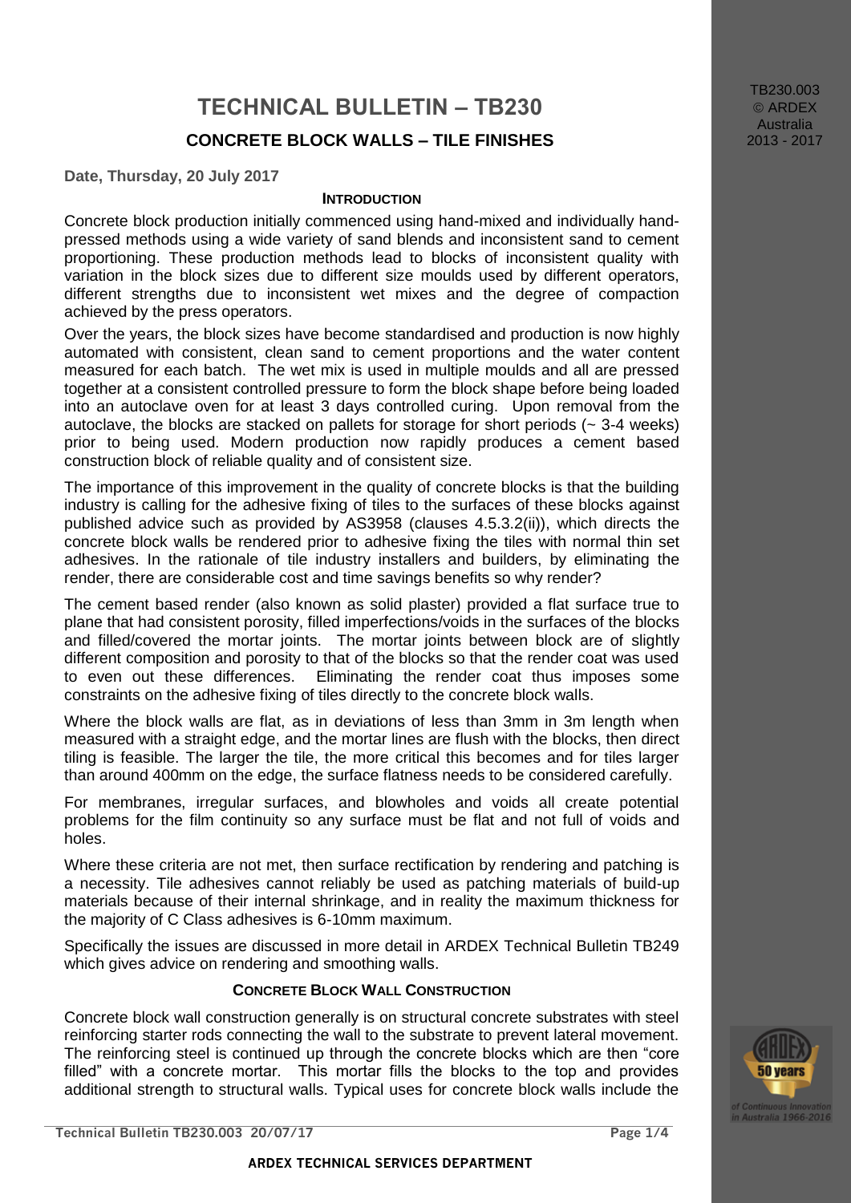# TECHNICAL BULLETIN – TB230

## CONCRETE BLOCK WALLS – TILE FINISHES

**Date, Thursday, 20 July 2017**

### INTRODUCTION

Concrete block production initially commenced using hand-mixed and individually hand-pressed methods using a wide variety of sand blends and inconsistent sand to cement proportioning. These production methods lead to blocks of inconsistent quality with variation in the block sizes due to different size moulds used by different operators, different strengths due to inconsistent wet mixes and the degree of compaction achieved by the press operators.

Over the years, the block sizes have become standardised and production is now highly automated with consistent, clean sand to cement proportions and the water content measured for each batch. The wet mix is used in multiple moulds and all are pressed together at a consistent controlled pressure to form the block shape before being loaded into an autoclave oven for at least 3 days controlled curing. Upon removal from the autoclave, the blocks are stacked on pallets for storage for short periods (~ 3-4 weeks) prior to being used. Modern production now rapidly produces a cement based construction block of reliable quality and of consistent size.

The importance of this improvement in the quality of concrete blocks is that the building industry is calling for the adhesive fixing of tiles to the surfaces of these blocks against published advice such as provided by AS3958 (clauses 4.5.3.2(ii)), which directs the concrete block walls be rendered prior to adhesive fixing the tiles with normal thin set adhesives. In the rationale of tile industry installers and builders, by eliminating the render, there are considerable cost and time savings benefits so why render?

The cement based render (also known as solid plaster) provided a flat surface true to plane that had consistent porosity, filled imperfections/voids in the surfaces of the blocks and filled/covered the mortar joints. The mortar joints between block are of slightly different composition and porosity to that of the blocks so that the render coat was used to even out these differences. Eliminating the render coat thus imposes some constraints on the adhesive fixing of tiles directly to the concrete block walls.

Where the block walls are flat, as in deviations of less than 3mm in 3m length when measured with a straight edge, and the mortar lines are flush with the blocks, then direct tiling is feasible. The larger the tile, the more critical this becomes and for tiles larger than around 400mm on the edge, the surface flatness needs to be considered carefully.

For membranes, irregular surfaces, and blowholes and voids all create potential problems for the film continuity so any surface must be flat and not full of voids and holes.

Where these criteria are not met, then surface rectification by rendering and patching is a necessity. Tile adhesives cannot reliably be used as patching materials of build-up materials because of their internal shrinkage, and in reality the maximum thickness for the majority of C Class adhesives is 6-10mm maximum.

Specifically the issues are discussed in more detail in ARDEX Technical Bulletin TB249 which gives advice on rendering and smoothing walls.

### CONCRETE BLOCK WALL CONSTRUCTION

Concrete block wall construction generally is on structural concrete substrates with steel reinforcing starter rods connecting the wall to the substrate to prevent lateral movement. The reinforcing steel is continued up through the concrete blocks which are then "core filled" with a concrete mortar. This mortar fills the blocks to the top and provides additional strength to structural walls. Typical uses for concrete block walls include the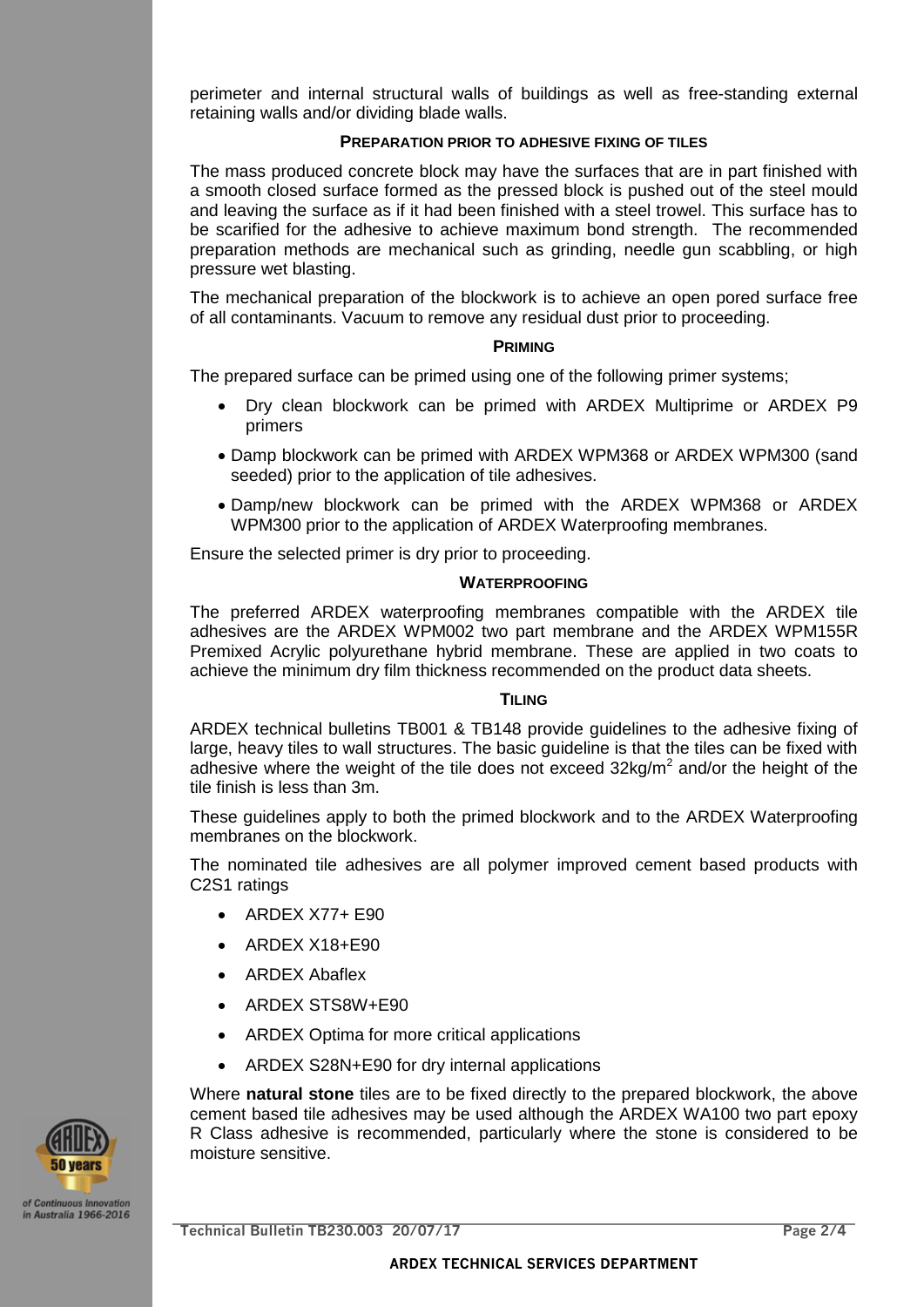perimeter and internal structural walls of buildings as well as free-standing external retaining walls and/or dividing blade walls.

### PREPARATION PRIOR TO ADHESIVE FIXING OF TILES

The mass produced concrete block may have the surfaces that are in part finished with a smooth closed surface formed as the pressed block is pushed out of the steel mould and leaving the surface as if it had been finished with a steel trowel. This surface has to be scarified for the adhesive to achieve maximum bond strength. The recommended preparation methods are mechanical such as grinding, needle gun scabbling, or high pressure wet blasting.

The mechanical preparation of the blockwork is to achieve an open pored surface free of all contaminants. Vacuum to remove any residual dust prior to proceeding.

### PRIMING

The prepared surface can be primed using one of the following primer systems;

- Dry clean blockwork can be primed with ARDEX Multiprime or ARDEX P9 primers
- Damp blockwork can be primed with ARDEX WPM368 or ARDEX WPM300 (sand seeded) prior to the application of tile adhesives.
- Damp/new blockwork can be primed with the ARDEX WPM368 or ARDEX WPM300 prior to the application of ARDEX Waterproofing membranes.

Ensure the selected primer is dry prior to proceeding.

### WATERPROOFING

The preferred ARDEX waterproofing membranes compatible with the ARDEX tile adhesives are the ARDEX WPM002 two part membrane and the ARDEX WPM155R Premixed Acrylic polyurethane hybrid membrane. These are applied in two coats to achieve the minimum dry film thickness recommended on the product data sheets.

### TILING

ARDEX technical bulletins TB001 & TB148 provide guidelines to the adhesive fixing of large, heavy tiles to wall structures. The basic guideline is that the tiles can be fixed with adhesive where the weight of the tile does not exceed 32kg/m$^2$ and/or the height of the tile finish is less than 3m.

These guidelines apply to both the primed blockwork and to the ARDEX Waterproofing membranes on the blockwork.

The nominated tile adhesives are all polymer improved cement based products with C2S1 ratings

- ARDEX X77+ E90
- ARDEX X18+E90
- ARDEX Abaflex
- ARDEX STS8W+E90
- ARDEX Optima for more critical applications
- ARDEX S28N+E90 for dry internal applications

Where **natural stone** tiles are to be fixed directly to the prepared blockwork, the above cement based tile adhesives may be used although the ARDEX WA100 two part epoxy R Class adhesive is recommended, particularly where the stone is considered to be moisture sensitive.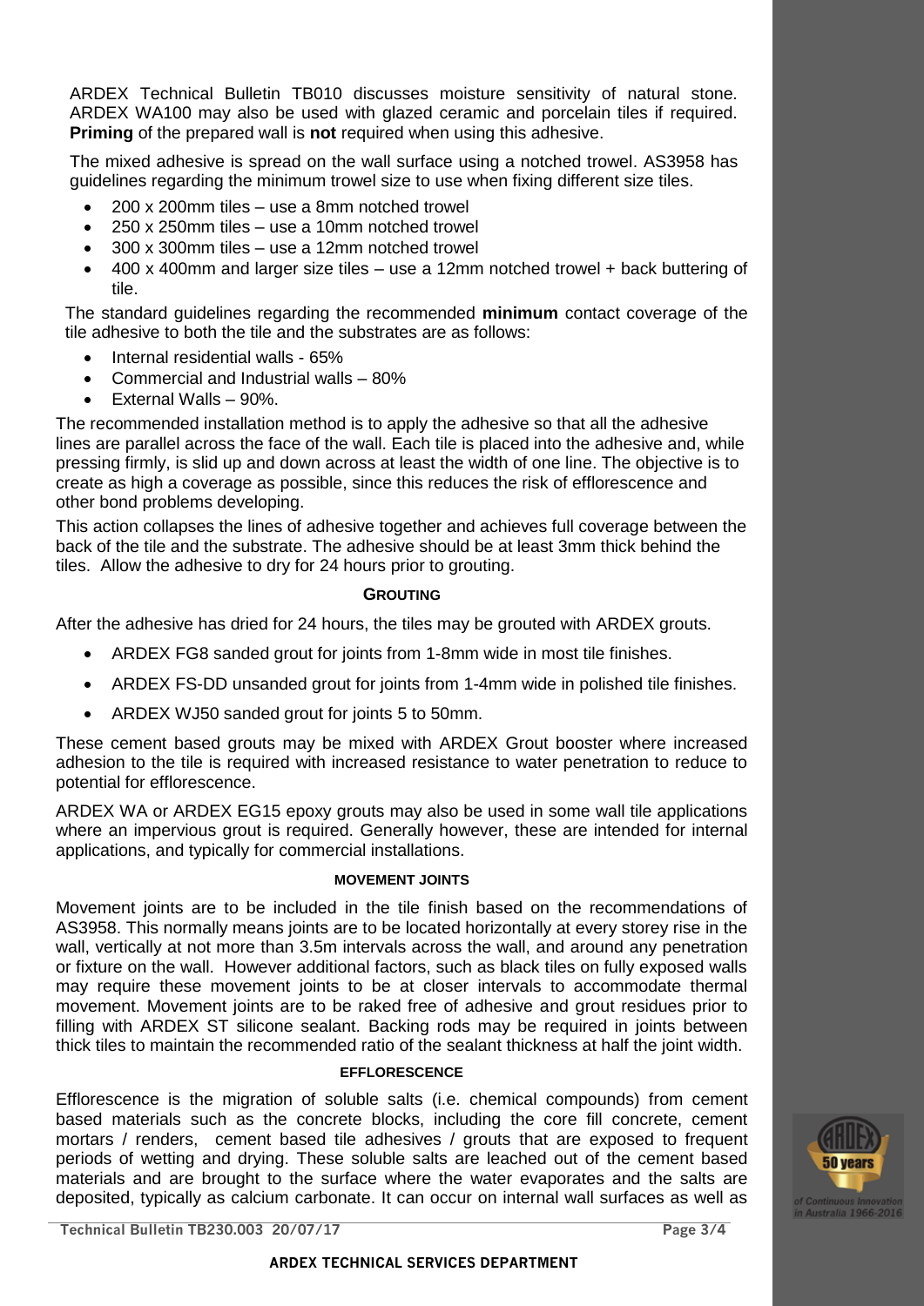ARDEX Technical Bulletin TB010 discusses moisture sensitivity of natural stone. ARDEX WA100 may also be used with glazed ceramic and porcelain tiles if required. **Priming** of the prepared wall is **not** required when using this adhesive.

The mixed adhesive is spread on the wall surface using a notched trowel. AS3958 has guidelines regarding the minimum trowel size to use when fixing different size tiles.

- 200 x 200mm tiles – use a 8mm notched trowel
- 250 x 250mm tiles – use a 10mm notched trowel
- 300 x 300mm tiles – use a 12mm notched trowel
- 400 x 400mm and larger size tiles – use a 12mm notched trowel + back buttering of tile.

The standard guidelines regarding the recommended **minimum** contact coverage of the tile adhesive to both the tile and the substrates are as follows:

- Internal residential walls - 65%
- Commercial and Industrial walls – 80%
- External Walls – 90%.

The recommended installation method is to apply the adhesive so that all the adhesive lines are parallel across the face of the wall. Each tile is placed into the adhesive and, while pressing firmly, is slid up and down across at least the width of one line. The objective is to create as high a coverage as possible, since this reduces the risk of efflorescence and other bond problems developing.

This action collapses the lines of adhesive together and achieves full coverage between the back of the tile and the substrate. The adhesive should be at least 3mm thick behind the tiles. Allow the adhesive to dry for 24 hours prior to grouting.

### GROUTING

After the adhesive has dried for 24 hours, the tiles may be grouted with ARDEX grouts.

- ARDEX FG8 sanded grout for joints from 1-8mm wide in most tile finishes.
- ARDEX FS-DD unsanded grout for joints from 1-4mm wide in polished tile finishes.
- ARDEX WJ50 sanded grout for joints 5 to 50mm.

These cement based grouts may be mixed with ARDEX Grout booster where increased adhesion to the tile is required with increased resistance to water penetration to reduce to potential for efflorescence.

ARDEX WA or ARDEX EG15 epoxy grouts may also be used in some wall tile applications where an impervious grout is required. Generally however, these are intended for internal applications, and typically for commercial installations.

### MOVEMENT JOINTS

Movement joints are to be included in the tile finish based on the recommendations of AS3958. This normally means joints are to be located horizontally at every storey rise in the wall, vertically at not more than 3.5m intervals across the wall, and around any penetration or fixture on the wall. However additional factors, such as black tiles on fully exposed walls may require these movement joints to be at closer intervals to accommodate thermal movement. Movement joints are to be raked free of adhesive and grout residues prior to filling with ARDEX ST silicone sealant. Backing rods may be required in joints between thick tiles to maintain the recommended ratio of the sealant thickness at half the joint width.

### EFFLORESCENCE

Efflorescence is the migration of soluble salts (i.e. chemical compounds) from cement based materials such as the concrete blocks, including the core fill concrete, cement mortars / renders, cement based tile adhesives / grouts that are exposed to frequent periods of wetting and drying. These soluble salts are leached out of the cement based materials and are brought to the surface where the water evaporates and the salts are deposited, typically as calcium carbonate. It can occur on internal wall surfaces as well as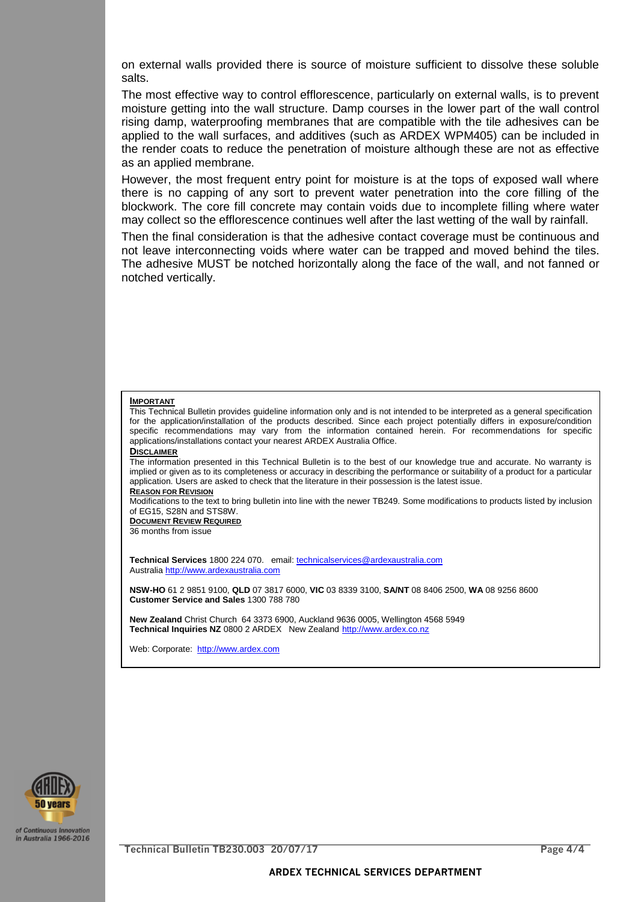on external walls provided there is source of moisture sufficient to dissolve these soluble salts.

The most effective way to control efflorescence, particularly on external walls, is to prevent moisture getting into the wall structure. Damp courses in the lower part of the wall control rising damp, waterproofing membranes that are compatible with the tile adhesives can be applied to the wall surfaces, and additives (such as ARDEX WPM405) can be included in the render coats to reduce the penetration of moisture although these are not as effective as an applied membrane.

However, the most frequent entry point for moisture is at the tops of exposed wall where there is no capping of any sort to prevent water penetration into the core filling of the blockwork. The core fill concrete may contain voids due to incomplete filling where water may collect so the efflorescence continues well after the last wetting of the wall by rainfall.

Then the final consideration is that the adhesive contact coverage must be continuous and not leave interconnecting voids where water can be trapped and moved behind the tiles. The adhesive MUST be notched horizontally along the face of the wall, and not fanned or notched vertically.

**IMPORTANT**

This Technical Bulletin provides guideline information only and is not intended to be interpreted as a general specification for the application/installation of the products described. Since each project potentially differs in exposure/condition specific recommendations may vary from the information contained herein. For recommendations for specific applications/installations contact your nearest ARDEX Australia Office.

**DISCLAIMER**

The information presented in this Technical Bulletin is to the best of our knowledge true and accurate. No warranty is implied or given as to its completeness or accuracy in describing the performance or suitability of a product for a particular application. Users are asked to check that the literature in their possession is the latest issue.

**REASON FOR REVISION**

Modifications to the text to bring bulletin into line with the newer TB249. Some modifications to products listed by inclusion of EG15, S28N and STS8W.

**DOCUMENT REVIEW REQUIRED**

36 months from issue

**Technical Services** 1800 224 070. email: technicalservices@ardexaustralia.com
Australia http://www.ardexaustralia.com

**NSW-HO** 61 2 9851 9100, **QLD** 07 3817 6000, **VIC** 03 8339 3100, **SA/NT** 08 8406 2500, **WA** 08 9256 8600
**Customer Service and Sales** 1300 788 780

**New Zealand** Christ Church 64 3373 6900, Auckland 9636 0005, Wellington 4568 5949
**Technical Inquiries NZ** 0800 2 ARDEX New Zealand http://www.ardex.co.nz

Web: Corporate: http://www.ardex.com